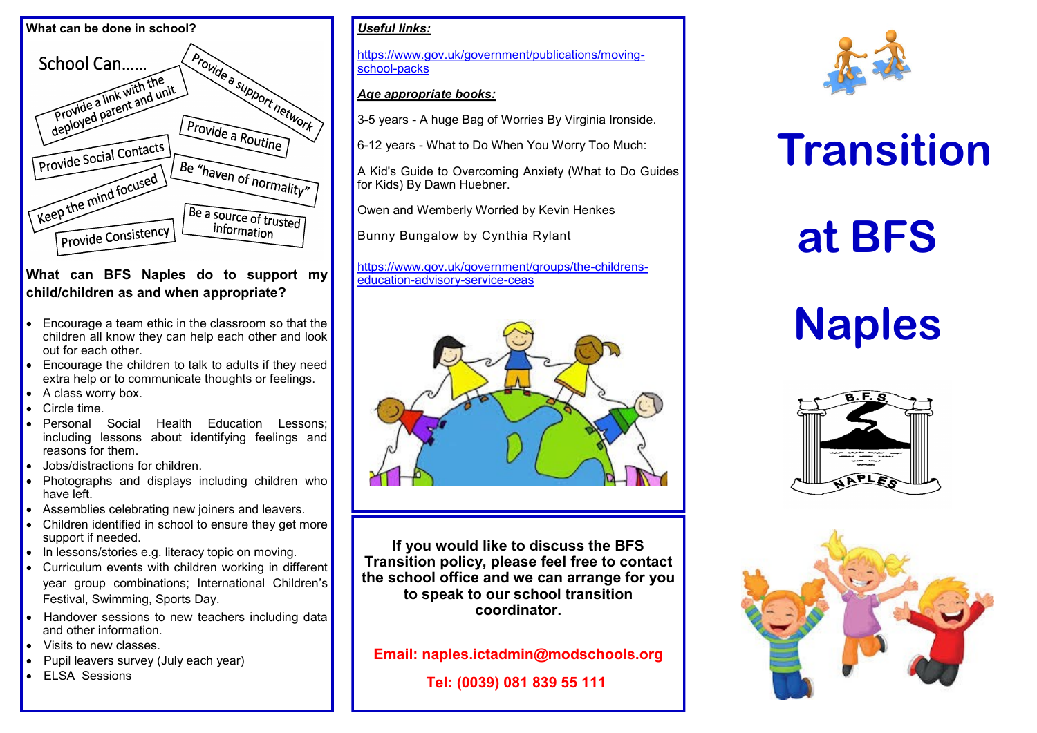# Transition at BFS Naples

**What can be done in school?**

School Can……

- Provide a link with the deployed parent and unit
- Provide a support network
- Provide a Routine
- Provide Social Contacts
- Be "haven of normality"
- Keep the mind focused
- Be a source of trusted information
- Provide Consistency

**What can BFS Naples do to support my child/children as and when appropriate?**

- Encourage a team ethic in the classroom so that the children all know they can help each other and look out for each other.
- Encourage the children to talk to adults if they need extra help or to communicate thoughts or feelings.
- A class worry box.
- Circle time.
- Personal Social Health Education Lessons; including lessons about identifying feelings and reasons for them.
- Jobs/distractions for children.
- Photographs and displays including children who have left.
- Assemblies celebrating new joiners and leavers.
- Children identified in school to ensure they get more support if needed.
- In lessons/stories e.g. literacy topic on moving.
- Curriculum events with children working in different year group combinations; International Children's Festival, Swimming, Sports Day.
- Handover sessions to new teachers including data and other information.
- Visits to new classes.
- Pupil leavers survey (July each year)
- ELSA Sessions

***Useful links:***

https://www.gov.uk/government/publications/moving-school-packs

***Age appropriate books:***

3-5 years - A huge Bag of Worries By Virginia Ironside.

6-12 years - What to Do When You Worry Too Much:

A Kid's Guide to Overcoming Anxiety (What to Do Guides for Kids) By Dawn Huebner.

Owen and Wemberly Worried by Kevin Henkes

Bunny Bungalow by Cynthia Rylant

https://www.gov.uk/government/groups/the-childrens-education-advisory-service-ceas

**If you would like to discuss the BFS Transition policy, please feel free to contact the school office and we can arrange for you to speak to our school transition coordinator.**

**Email: naples.ictadmin@modschools.org**

**Tel: (0039) 081 839 55 111**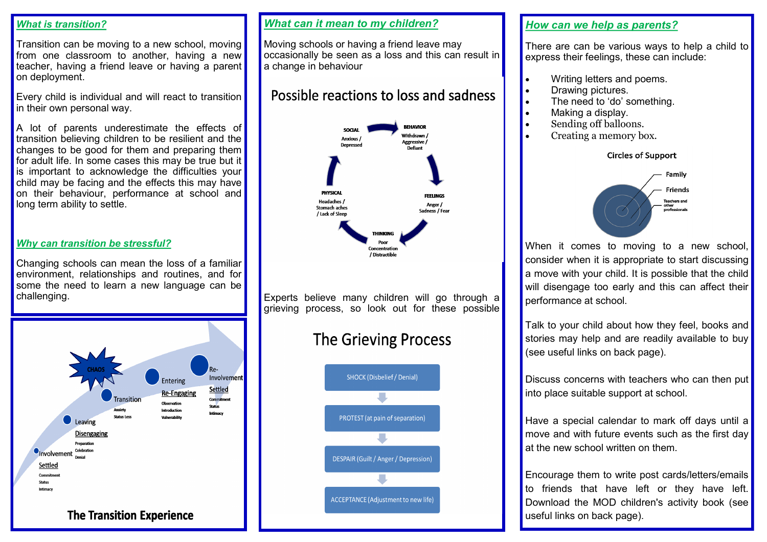### *What is transition?*

Transition can be moving to a new school, moving from one classroom to another, having a new teacher, having a friend leave or having a parent on deployment.

Every child is individual and will react to transition in their own personal way.

A lot of parents underestimate the effects of transition believing children to be resilient and the changes to be good for them and preparing them for adult life. In some cases this may be true but it is important to acknowledge the difficulties your child may be facing and the effects this may have on their behaviour, performance at school and long term ability to settle.

### *Why can transition be stressful?*

Changing schools can mean the loss of a familiar environment, relationships and routines, and for some the need to learn a new language can be challenging.

CHAOS

Involvement
Settled
Commitment
Status
Intimacy

Leaving
Disengaging
Preparation
Celebration
Denial

Transition
Anxiety
Status Less

Entering
Re-Engaging
Observation
Introduction
Vulnerability

Re-Involvement
Settled
Commitment
Status
Intimacy

**The Transition Experience**

### *What can it mean to my children?*

Moving schools or having a friend leave may occasionally be seen as a loss and this can result in a change in behaviour

## Possible reactions to loss and sadness

SOCIAL
Anxious / Depressed

BEHAVIOR
Withdrawn / Aggressive / Defiant

FEELINGS
Anger / Sadness / Fear

THINKING
Poor Concentration / Distractible

PHYSICAL
Headaches / Stomach aches / Lack of Sleep

Experts believe many children will go through a grieving process, so look out for these possible

## The Grieving Process

SHOCK (Disbelief / Denial)

PROTEST (at pain of separation)

DESPAIR (Guilt / Anger / Depression)

ACCEPTANCE (Adjustment to new life)

### *How can we help as parents?*

There are can be various ways to help a child to express their feelings, these can include:

- Writing letters and poems.
- Drawing pictures.
- The need to 'do' something.
- Making a display.
- Sending off balloons.
- Creating a memory box.

**Circles of Support**

Family
Friends
Teachers and other professionals

When it comes to moving to a new school, consider when it is appropriate to start discussing a move with your child. It is possible that the child will disengage too early and this can affect their performance at school.

Talk to your child about how they feel, books and stories may help and are readily available to buy (see useful links on back page).

Discuss concerns with teachers who can then put into place suitable support at school.

Have a special calendar to mark off days until a move and with future events such as the first day at the new school written on them.

Encourage them to write post cards/letters/emails to friends that have left or they have left. Download the MOD children's activity book (see useful links on back page).